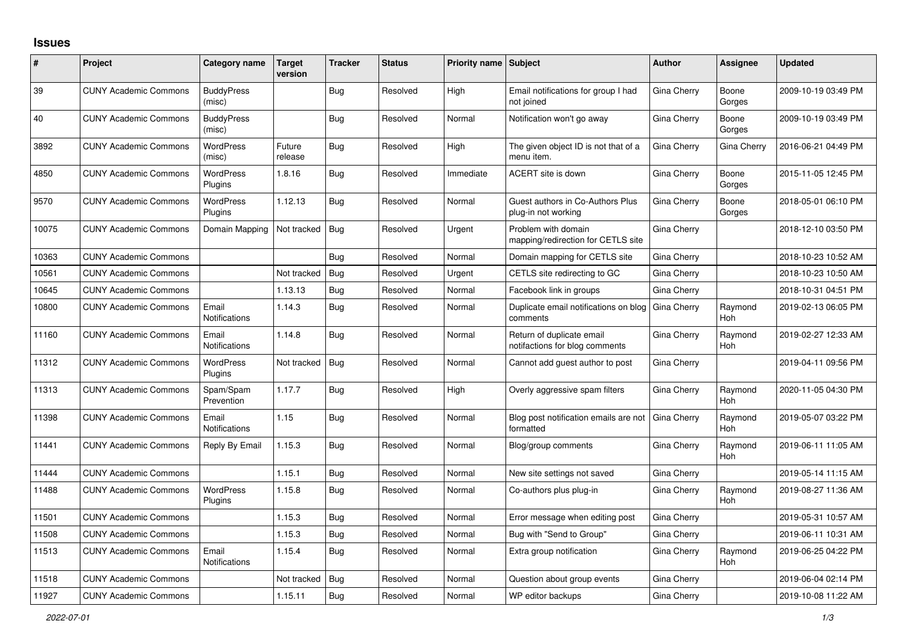# Issues

| # | Project | Category name | Target version | Tracker | Status | Priority name | Subject | Author | Assignee | Updated |
|---|---|---|---|---|---|---|---|---|---|---|
| 39 | CUNY Academic Commons | BuddyPress (misc) | | Bug | Resolved | High | Email notifications for group I had not joined | Gina Cherry | Boone Gorges | 2009-10-19 03:49 PM |
| 40 | CUNY Academic Commons | BuddyPress (misc) | | Bug | Resolved | Normal | Notification won't go away | Gina Cherry | Boone Gorges | 2009-10-19 03:49 PM |
| 3892 | CUNY Academic Commons | WordPress (misc) | Future release | Bug | Resolved | High | The given object ID is not that of a menu item. | Gina Cherry | Gina Cherry | 2016-06-21 04:49 PM |
| 4850 | CUNY Academic Commons | WordPress Plugins | 1.8.16 | Bug | Resolved | Immediate | ACERT site is down | Gina Cherry | Boone Gorges | 2015-11-05 12:45 PM |
| 9570 | CUNY Academic Commons | WordPress Plugins | 1.12.13 | Bug | Resolved | Normal | Guest authors in Co-Authors Plus plug-in not working | Gina Cherry | Boone Gorges | 2018-05-01 06:10 PM |
| 10075 | CUNY Academic Commons | Domain Mapping | Not tracked | Bug | Resolved | Urgent | Problem with domain mapping/redirection for CETLS site | Gina Cherry | | 2018-12-10 03:50 PM |
| 10363 | CUNY Academic Commons | | | Bug | Resolved | Normal | Domain mapping for CETLS site | Gina Cherry | | 2018-10-23 10:52 AM |
| 10561 | CUNY Academic Commons | | Not tracked | Bug | Resolved | Urgent | CETLS site redirecting to GC | Gina Cherry | | 2018-10-23 10:50 AM |
| 10645 | CUNY Academic Commons | | 1.13.13 | Bug | Resolved | Normal | Facebook link in groups | Gina Cherry | | 2018-10-31 04:51 PM |
| 10800 | CUNY Academic Commons | Email Notifications | 1.14.3 | Bug | Resolved | Normal | Duplicate email notifications on blog comments | Gina Cherry | Raymond Hoh | 2019-02-13 06:05 PM |
| 11160 | CUNY Academic Commons | Email Notifications | 1.14.8 | Bug | Resolved | Normal | Return of duplicate email notifactions for blog comments | Gina Cherry | Raymond Hoh | 2019-02-27 12:33 AM |
| 11312 | CUNY Academic Commons | WordPress Plugins | Not tracked | Bug | Resolved | Normal | Cannot add guest author to post | Gina Cherry | | 2019-04-11 09:56 PM |
| 11313 | CUNY Academic Commons | Spam/Spam Prevention | 1.17.7 | Bug | Resolved | High | Overly aggressive spam filters | Gina Cherry | Raymond Hoh | 2020-11-05 04:30 PM |
| 11398 | CUNY Academic Commons | Email Notifications | 1.15 | Bug | Resolved | Normal | Blog post notification emails are not formatted | Gina Cherry | Raymond Hoh | 2019-05-07 03:22 PM |
| 11441 | CUNY Academic Commons | Reply By Email | 1.15.3 | Bug | Resolved | Normal | Blog/group comments | Gina Cherry | Raymond Hoh | 2019-06-11 11:05 AM |
| 11444 | CUNY Academic Commons | | 1.15.1 | Bug | Resolved | Normal | New site settings not saved | Gina Cherry | | 2019-05-14 11:15 AM |
| 11488 | CUNY Academic Commons | WordPress Plugins | 1.15.8 | Bug | Resolved | Normal | Co-authors plus plug-in | Gina Cherry | Raymond Hoh | 2019-08-27 11:36 AM |
| 11501 | CUNY Academic Commons | | 1.15.3 | Bug | Resolved | Normal | Error message when editing post | Gina Cherry | | 2019-05-31 10:57 AM |
| 11508 | CUNY Academic Commons | | 1.15.3 | Bug | Resolved | Normal | Bug with "Send to Group" | Gina Cherry | | 2019-06-11 10:31 AM |
| 11513 | CUNY Academic Commons | Email Notifications | 1.15.4 | Bug | Resolved | Normal | Extra group notification | Gina Cherry | Raymond Hoh | 2019-06-25 04:22 PM |
| 11518 | CUNY Academic Commons | | Not tracked | Bug | Resolved | Normal | Question about group events | Gina Cherry | | 2019-06-04 02:14 PM |
| 11927 | CUNY Academic Commons | | 1.15.11 | Bug | Resolved | Normal | WP editor backups | Gina Cherry | | 2019-10-08 11:22 AM |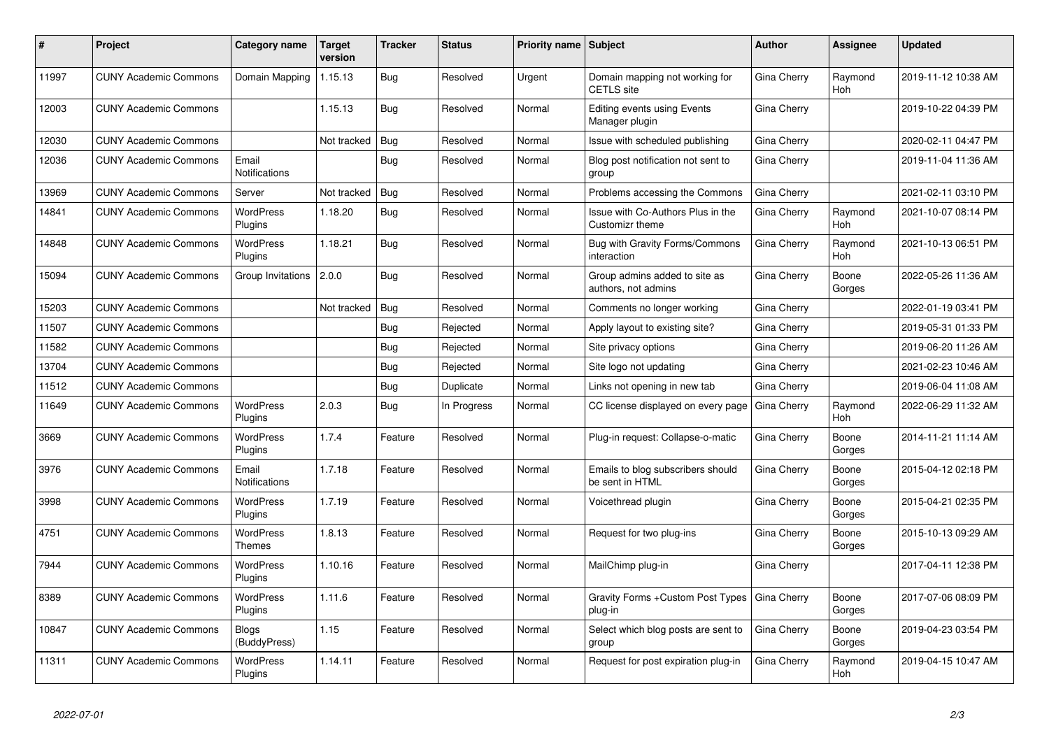| # | Project | Category name | Target version | Tracker | Status | Priority name | Subject | Author | Assignee | Updated |
|---|---|---|---|---|---|---|---|---|---|---|
| 11997 | CUNY Academic Commons | Domain Mapping | 1.15.13 | Bug | Resolved | Urgent | Domain mapping not working for CETLS site | Gina Cherry | Raymond Hoh | 2019-11-12 10:38 AM |
| 12003 | CUNY Academic Commons | | 1.15.13 | Bug | Resolved | Normal | Editing events using Events Manager plugin | Gina Cherry | | 2019-10-22 04:39 PM |
| 12030 | CUNY Academic Commons | | Not tracked | Bug | Resolved | Normal | Issue with scheduled publishing | Gina Cherry | | 2020-02-11 04:47 PM |
| 12036 | CUNY Academic Commons | Email Notifications | | Bug | Resolved | Normal | Blog post notification not sent to group | Gina Cherry | | 2019-11-04 11:36 AM |
| 13969 | CUNY Academic Commons | Server | Not tracked | Bug | Resolved | Normal | Problems accessing the Commons | Gina Cherry | | 2021-02-11 03:10 PM |
| 14841 | CUNY Academic Commons | WordPress Plugins | 1.18.20 | Bug | Resolved | Normal | Issue with Co-Authors Plus in the Customizr theme | Gina Cherry | Raymond Hoh | 2021-10-07 08:14 PM |
| 14848 | CUNY Academic Commons | WordPress Plugins | 1.18.21 | Bug | Resolved | Normal | Bug with Gravity Forms/Commons interaction | Gina Cherry | Raymond Hoh | 2021-10-13 06:51 PM |
| 15094 | CUNY Academic Commons | Group Invitations | 2.0.0 | Bug | Resolved | Normal | Group admins added to site as authors, not admins | Gina Cherry | Boone Gorges | 2022-05-26 11:36 AM |
| 15203 | CUNY Academic Commons | | Not tracked | Bug | Resolved | Normal | Comments no longer working | Gina Cherry | | 2022-01-19 03:41 PM |
| 11507 | CUNY Academic Commons | | | Bug | Rejected | Normal | Apply layout to existing site? | Gina Cherry | | 2019-05-31 01:33 PM |
| 11582 | CUNY Academic Commons | | | Bug | Rejected | Normal | Site privacy options | Gina Cherry | | 2019-06-20 11:26 AM |
| 13704 | CUNY Academic Commons | | | Bug | Rejected | Normal | Site logo not updating | Gina Cherry | | 2021-02-23 10:46 AM |
| 11512 | CUNY Academic Commons | | | Bug | Duplicate | Normal | Links not opening in new tab | Gina Cherry | | 2019-06-04 11:08 AM |
| 11649 | CUNY Academic Commons | WordPress Plugins | 2.0.3 | Bug | In Progress | Normal | CC license displayed on every page | Gina Cherry | Raymond Hoh | 2022-06-29 11:32 AM |
| 3669 | CUNY Academic Commons | WordPress Plugins | 1.7.4 | Feature | Resolved | Normal | Plug-in request: Collapse-o-matic | Gina Cherry | Boone Gorges | 2014-11-21 11:14 AM |
| 3976 | CUNY Academic Commons | Email Notifications | 1.7.18 | Feature | Resolved | Normal | Emails to blog subscribers should be sent in HTML | Gina Cherry | Boone Gorges | 2015-04-12 02:18 PM |
| 3998 | CUNY Academic Commons | WordPress Plugins | 1.7.19 | Feature | Resolved | Normal | Voicethread plugin | Gina Cherry | Boone Gorges | 2015-04-21 02:35 PM |
| 4751 | CUNY Academic Commons | WordPress Themes | 1.8.13 | Feature | Resolved | Normal | Request for two plug-ins | Gina Cherry | Boone Gorges | 2015-10-13 09:29 AM |
| 7944 | CUNY Academic Commons | WordPress Plugins | 1.10.16 | Feature | Resolved | Normal | MailChimp plug-in | Gina Cherry | | 2017-04-11 12:38 PM |
| 8389 | CUNY Academic Commons | WordPress Plugins | 1.11.6 | Feature | Resolved | Normal | Gravity Forms +Custom Post Types plug-in | Gina Cherry | Boone Gorges | 2017-07-06 08:09 PM |
| 10847 | CUNY Academic Commons | Blogs (BuddyPress) | 1.15 | Feature | Resolved | Normal | Select which blog posts are sent to group | Gina Cherry | Boone Gorges | 2019-04-23 03:54 PM |
| 11311 | CUNY Academic Commons | WordPress Plugins | 1.14.11 | Feature | Resolved | Normal | Request for post expiration plug-in | Gina Cherry | Raymond Hoh | 2019-04-15 10:47 AM |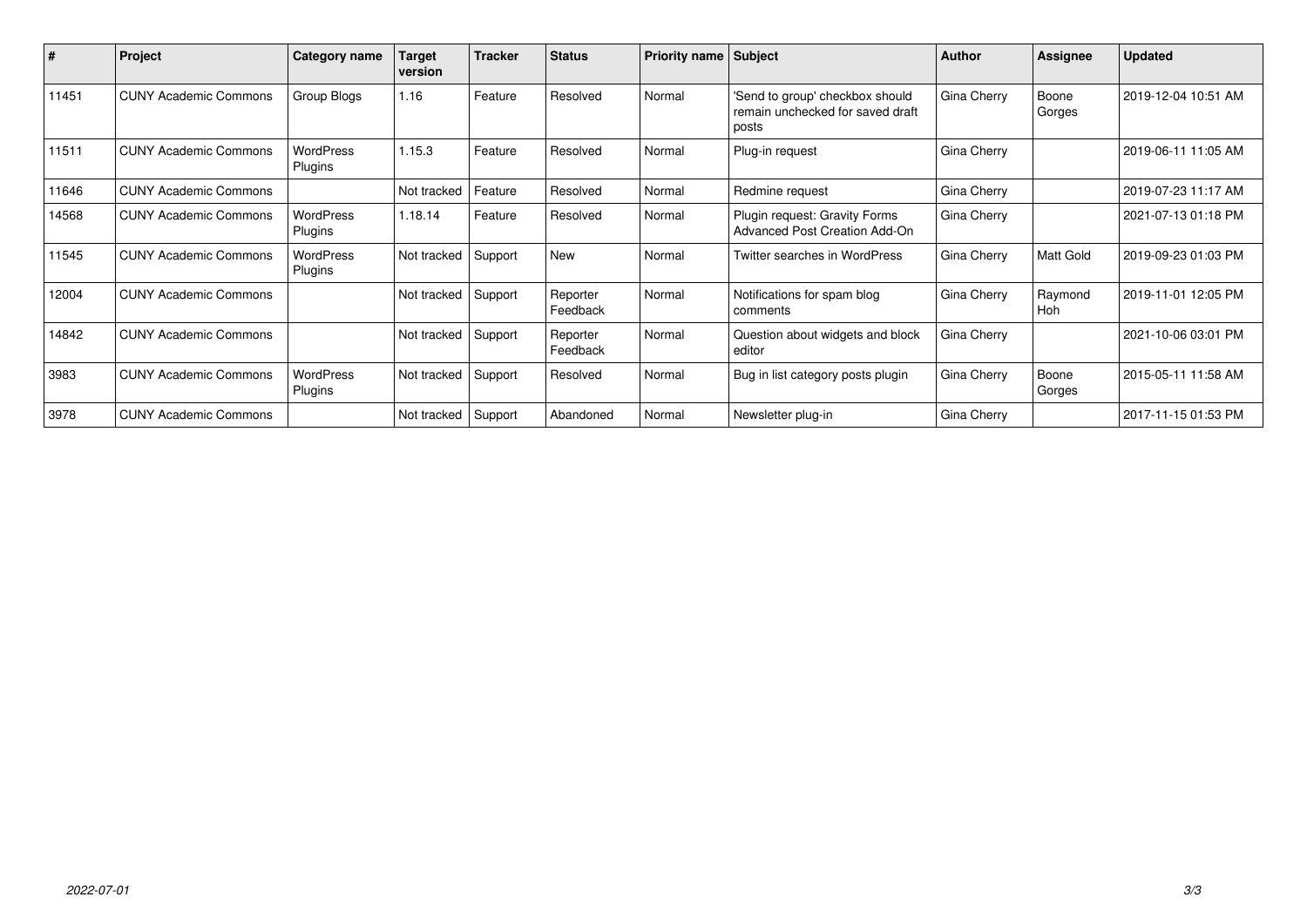| # | Project | Category name | Target version | Tracker | Status | Priority name | Subject | Author | Assignee | Updated |
|---|---|---|---|---|---|---|---|---|---|---|
| 11451 | CUNY Academic Commons | Group Blogs | 1.16 | Feature | Resolved | Normal | 'Send to group' checkbox should remain unchecked for saved draft posts | Gina Cherry | Boone Gorges | 2019-12-04 10:51 AM |
| 11511 | CUNY Academic Commons | WordPress Plugins | 1.15.3 | Feature | Resolved | Normal | Plug-in request | Gina Cherry | | 2019-06-11 11:05 AM |
| 11646 | CUNY Academic Commons | | Not tracked | Feature | Resolved | Normal | Redmine request | Gina Cherry | | 2019-07-23 11:17 AM |
| 14568 | CUNY Academic Commons | WordPress Plugins | 1.18.14 | Feature | Resolved | Normal | Plugin request: Gravity Forms Advanced Post Creation Add-On | Gina Cherry | | 2021-07-13 01:18 PM |
| 11545 | CUNY Academic Commons | WordPress Plugins | Not tracked | Support | New | Normal | Twitter searches in WordPress | Gina Cherry | Matt Gold | 2019-09-23 01:03 PM |
| 12004 | CUNY Academic Commons | | Not tracked | Support | Reporter Feedback | Normal | Notifications for spam blog comments | Gina Cherry | Raymond Hoh | 2019-11-01 12:05 PM |
| 14842 | CUNY Academic Commons | | Not tracked | Support | Reporter Feedback | Normal | Question about widgets and block editor | Gina Cherry | | 2021-10-06 03:01 PM |
| 3983 | CUNY Academic Commons | WordPress Plugins | Not tracked | Support | Resolved | Normal | Bug in list category posts plugin | Gina Cherry | Boone Gorges | 2015-05-11 11:58 AM |
| 3978 | CUNY Academic Commons | | Not tracked | Support | Abandoned | Normal | Newsletter plug-in | Gina Cherry | | 2017-11-15 01:53 PM |